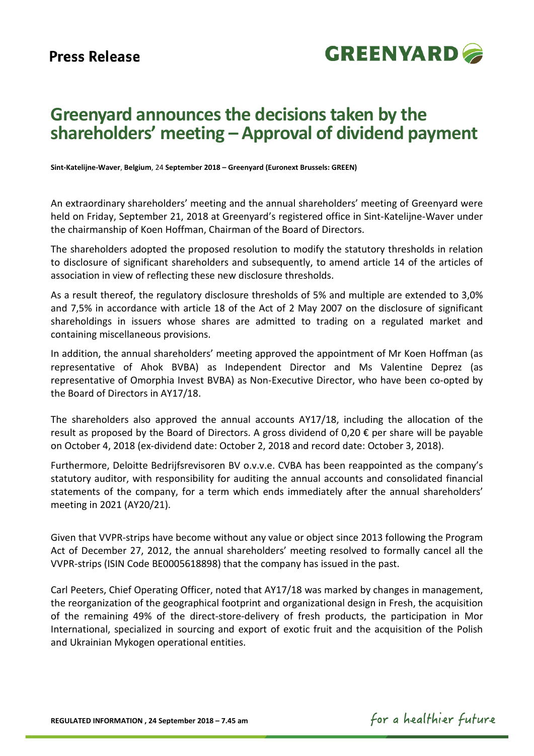**Press Release**

# Greenyard announces the decisions taken by the shareholders' meeting – Approval of dividend payment

**Sint-Katelijne-Waver**, **Belgium**, 24 **September 2018 – Greenyard (Euronext Brussels: GREEN)**

An extraordinary shareholders' meeting and the annual shareholders' meeting of Greenyard were held on Friday, September 21, 2018 at Greenyard's registered office in Sint-Katelijne-Waver under the chairmanship of Koen Hoffman, Chairman of the Board of Directors.

The shareholders adopted the proposed resolution to modify the statutory thresholds in relation to disclosure of significant shareholders and subsequently, to amend article 14 of the articles of association in view of reflecting these new disclosure thresholds.

As a result thereof, the regulatory disclosure thresholds of 5% and multiple are extended to 3,0% and 7,5% in accordance with article 18 of the Act of 2 May 2007 on the disclosure of significant shareholdings in issuers whose shares are admitted to trading on a regulated market and containing miscellaneous provisions.

In addition, the annual shareholders' meeting approved the appointment of Mr Koen Hoffman (as representative of Ahok BVBA) as Independent Director and Ms Valentine Deprez (as representative of Omorphia Invest BVBA) as Non-Executive Director, who have been co-opted by the Board of Directors in AY17/18.

The shareholders also approved the annual accounts AY17/18, including the allocation of the result as proposed by the Board of Directors. A gross dividend of 0,20 € per share will be payable on October 4, 2018 (ex-dividend date: October 2, 2018 and record date: October 3, 2018).

Furthermore, Deloitte Bedrijfsrevisoren BV o.v.v.e. CVBA has been reappointed as the company's statutory auditor, with responsibility for auditing the annual accounts and consolidated financial statements of the company, for a term which ends immediately after the annual shareholders' meeting in 2021 (AY20/21).

Given that VVPR-strips have become without any value or object since 2013 following the Program Act of December 27, 2012, the annual shareholders' meeting resolved to formally cancel all the VVPR-strips (ISIN Code BE0005618898) that the company has issued in the past.

Carl Peeters, Chief Operating Officer, noted that AY17/18 was marked by changes in management, the reorganization of the geographical footprint and organizational design in Fresh, the acquisition of the remaining 49% of the direct-store-delivery of fresh products, the participation in Mor International, specialized in sourcing and export of exotic fruit and the acquisition of the Polish and Ukrainian Mykogen operational entities.

**REGULATED INFORMATION , 24 September 2018 – 7.45 am**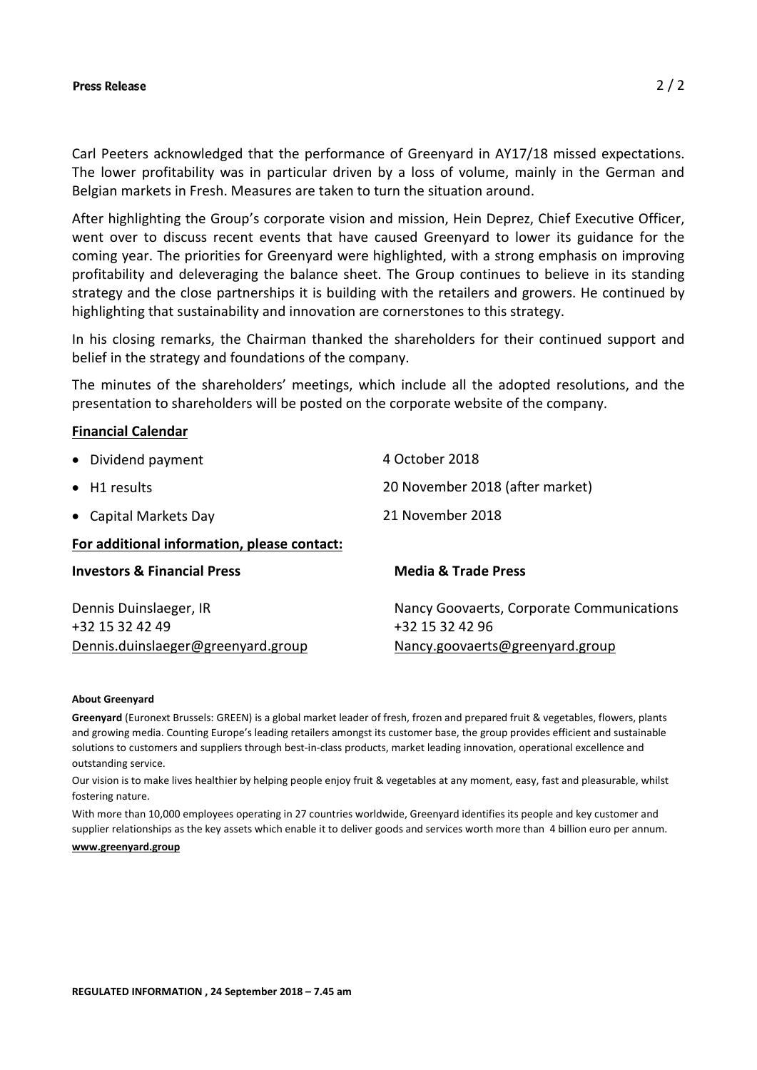Carl Peeters acknowledged that the performance of Greenyard in AY17/18 missed expectations. The lower profitability was in particular driven by a loss of volume, mainly in the German and Belgian markets in Fresh. Measures are taken to turn the situation around.

After highlighting the Group's corporate vision and mission, Hein Deprez, Chief Executive Officer, went over to discuss recent events that have caused Greenyard to lower its guidance for the coming year. The priorities for Greenyard were highlighted, with a strong emphasis on improving profitability and deleveraging the balance sheet. The Group continues to believe in its standing strategy and the close partnerships it is building with the retailers and growers. He continued by highlighting that sustainability and innovation are cornerstones to this strategy.

In his closing remarks, the Chairman thanked the shareholders for their continued support and belief in the strategy and foundations of the company.

The minutes of the shareholders' meetings, which include all the adopted resolutions, and the presentation to shareholders will be posted on the corporate website of the company.

**Financial Calendar**

- Dividend payment — 4 October 2018
- H1 results — 20 November 2018 (after market)
- Capital Markets Day — 21 November 2018

**For additional information, please contact:**

**Investors & Financial Press**

Dennis Duinslaeger, IR
+32 15 32 42 49
Dennis.duinslaeger@greenyard.group

**Media & Trade Press**

Nancy Goovaerts, Corporate Communications
+32 15 32 42 96
Nancy.goovaerts@greenyard.group

**About Greenyard**

**Greenyard** (Euronext Brussels: GREEN) is a global market leader of fresh, frozen and prepared fruit & vegetables, flowers, plants and growing media. Counting Europe's leading retailers amongst its customer base, the group provides efficient and sustainable solutions to customers and suppliers through best-in-class products, market leading innovation, operational excellence and outstanding service.

Our vision is to make lives healthier by helping people enjoy fruit & vegetables at any moment, easy, fast and pleasurable, whilst fostering nature.

With more than 10,000 employees operating in 27 countries worldwide, Greenyard identifies its people and key customer and supplier relationships as the key assets which enable it to deliver goods and services worth more than 4 billion euro per annum.

**www.greenyard.group**

**REGULATED INFORMATION , 24 September 2018 – 7.45 am**